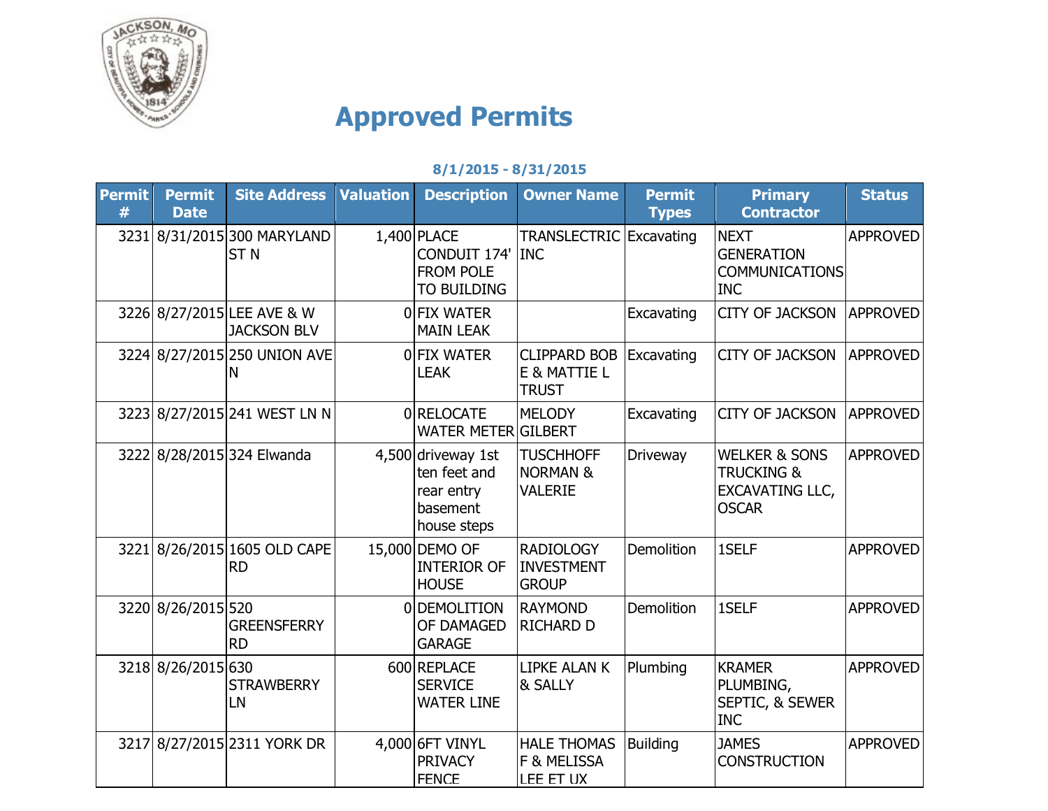# Approved Permits

**8/1/2015 - 8/31/2015**

| Permit # | Permit Date | Site Address | Valuation | Description | Owner Name | Permit Types | Primary Contractor | Status |
|---|---|---|---|---|---|---|---|---|
| 3231 | 8/31/2015 | 300 MARYLAND ST N | 1,400 | PLACE CONDUIT 174' FROM POLE TO BUILDING | TRANSLECTRIC INC | Excavating | NEXT GENERATION COMMUNICATIONS INC | APPROVED |
| 3226 | 8/27/2015 | LEE AVE & W JACKSON BLV | 0 | FIX WATER MAIN LEAK | | Excavating | CITY OF JACKSON | APPROVED |
| 3224 | 8/27/2015 | 250 UNION AVE N | 0 | FIX WATER LEAK | CLIPPARD BOB E & MATTIE L TRUST | Excavating | CITY OF JACKSON | APPROVED |
| 3223 | 8/27/2015 | 241 WEST LN N | 0 | RELOCATE WATER METER | MELODY GILBERT | Excavating | CITY OF JACKSON | APPROVED |
| 3222 | 8/28/2015 | 324 Elwanda | 4,500 | driveway 1st ten feet and rear entry basement house steps | TUSCHHOFF NORMAN & VALERIE | Driveway | WELKER & SONS TRUCKING & EXCAVATING LLC, OSCAR | APPROVED |
| 3221 | 8/26/2015 | 1605 OLD CAPE RD | 15,000 | DEMO OF INTERIOR OF HOUSE | RADIOLOGY INVESTMENT GROUP | Demolition | 1SELF | APPROVED |
| 3220 | 8/26/2015 | 520 GREENSFERRY RD | 0 | DEMOLITION OF DAMAGED GARAGE | RAYMOND RICHARD D | Demolition | 1SELF | APPROVED |
| 3218 | 8/26/2015 | 630 STRAWBERRY LN | 600 | REPLACE SERVICE WATER LINE | LIPKE ALAN K & SALLY | Plumbing | KRAMER PLUMBING, SEPTIC, & SEWER INC | APPROVED |
| 3217 | 8/27/2015 | 2311 YORK DR | 4,000 | 6FT VINYL PRIVACY FENCE | HALE THOMAS F & MELISSA LEE ET UX | Building | JAMES CONSTRUCTION | APPROVED |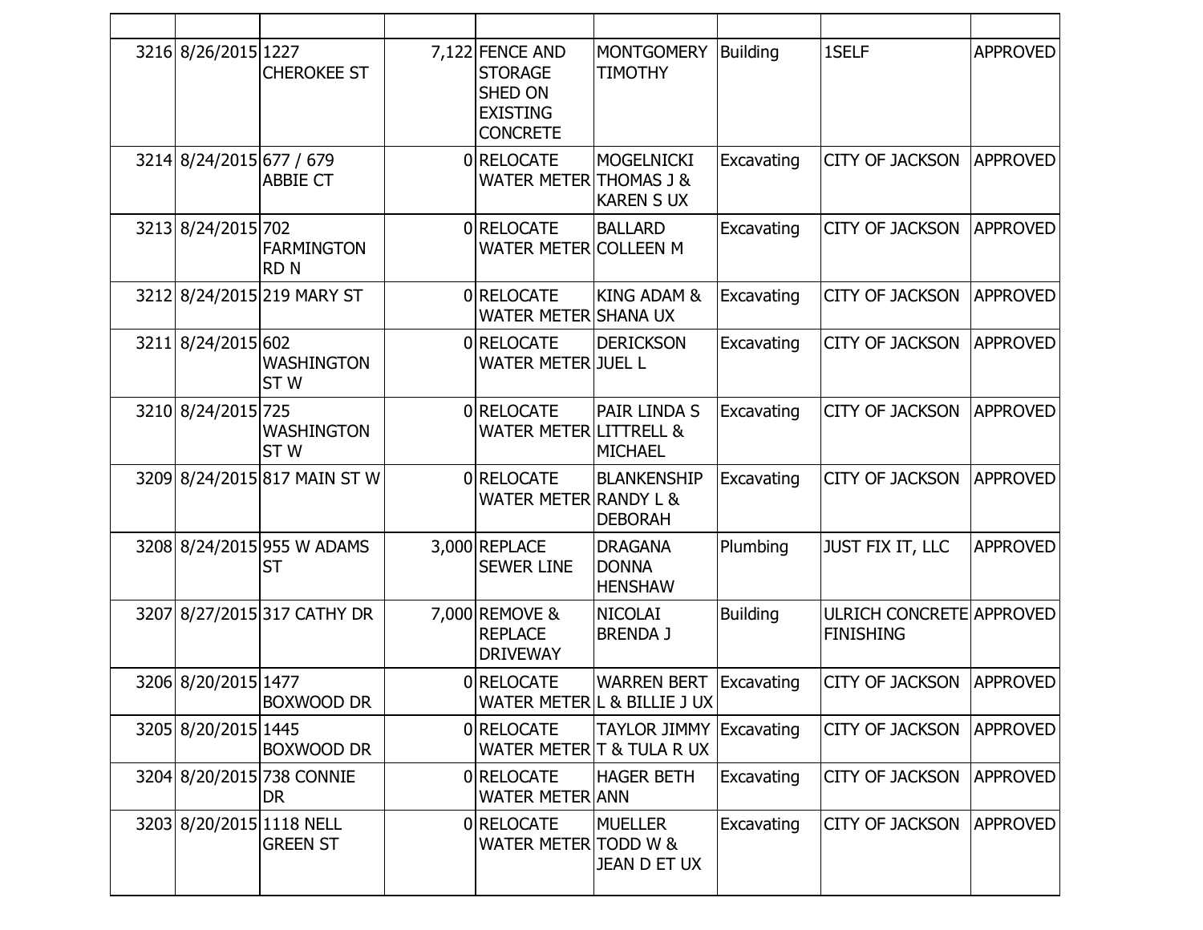| | | | | | | | | | |
|---|---|---|---|---|---|---|---|---|---|
| 3216 | 8/26/2015 | 1227 CHEROKEE ST | | 7,122 | FENCE AND STORAGE SHED ON EXISTING CONCRETE | MONTGOMERY TIMOTHY | Building | 1SELF | APPROVED |
| 3214 | 8/24/2015 | 677 / 679 ABBIE CT | | 0 | RELOCATE WATER METER | MOGELNICKI THOMAS J & KAREN S UX | Excavating | CITY OF JACKSON | APPROVED |
| 3213 | 8/24/2015 | 702 FARMINGTON RD N | | 0 | RELOCATE WATER METER | BALLARD COLLEEN M | Excavating | CITY OF JACKSON | APPROVED |
| 3212 | 8/24/2015 | 219 MARY ST | | 0 | RELOCATE WATER METER | KING ADAM & SHANA UX | Excavating | CITY OF JACKSON | APPROVED |
| 3211 | 8/24/2015 | 602 WASHINGTON ST W | | 0 | RELOCATE WATER METER | DERICKSON JUEL L | Excavating | CITY OF JACKSON | APPROVED |
| 3210 | 8/24/2015 | 725 WASHINGTON ST W | | 0 | RELOCATE WATER METER | PAIR LINDA S LITTRELL & MICHAEL | Excavating | CITY OF JACKSON | APPROVED |
| 3209 | 8/24/2015 | 817 MAIN ST W | | 0 | RELOCATE WATER METER | BLANKENSHIP RANDY L & DEBORAH | Excavating | CITY OF JACKSON | APPROVED |
| 3208 | 8/24/2015 | 955 W ADAMS ST | | 3,000 | REPLACE SEWER LINE | DRAGANA DONNA HENSHAW | Plumbing | JUST FIX IT, LLC | APPROVED |
| 3207 | 8/27/2015 | 317 CATHY DR | | 7,000 | REMOVE & REPLACE DRIVEWAY | NICOLAI BRENDA J | Building | ULRICH CONCRETE FINISHING | APPROVED |
| 3206 | 8/20/2015 | 1477 BOXWOOD DR | | 0 | RELOCATE WATER METER | WARREN BERT L & BILLIE J UX | Excavating | CITY OF JACKSON | APPROVED |
| 3205 | 8/20/2015 | 1445 BOXWOOD DR | | 0 | RELOCATE WATER METER | TAYLOR JIMMY T & TULA R UX | Excavating | CITY OF JACKSON | APPROVED |
| 3204 | 8/20/2015 | 738 CONNIE DR | | 0 | RELOCATE WATER METER | HAGER BETH ANN | Excavating | CITY OF JACKSON | APPROVED |
| 3203 | 8/20/2015 | 1118 NELL GREEN ST | | 0 | RELOCATE WATER METER | MUELLER TODD W & JEAN D ET UX | Excavating | CITY OF JACKSON | APPROVED |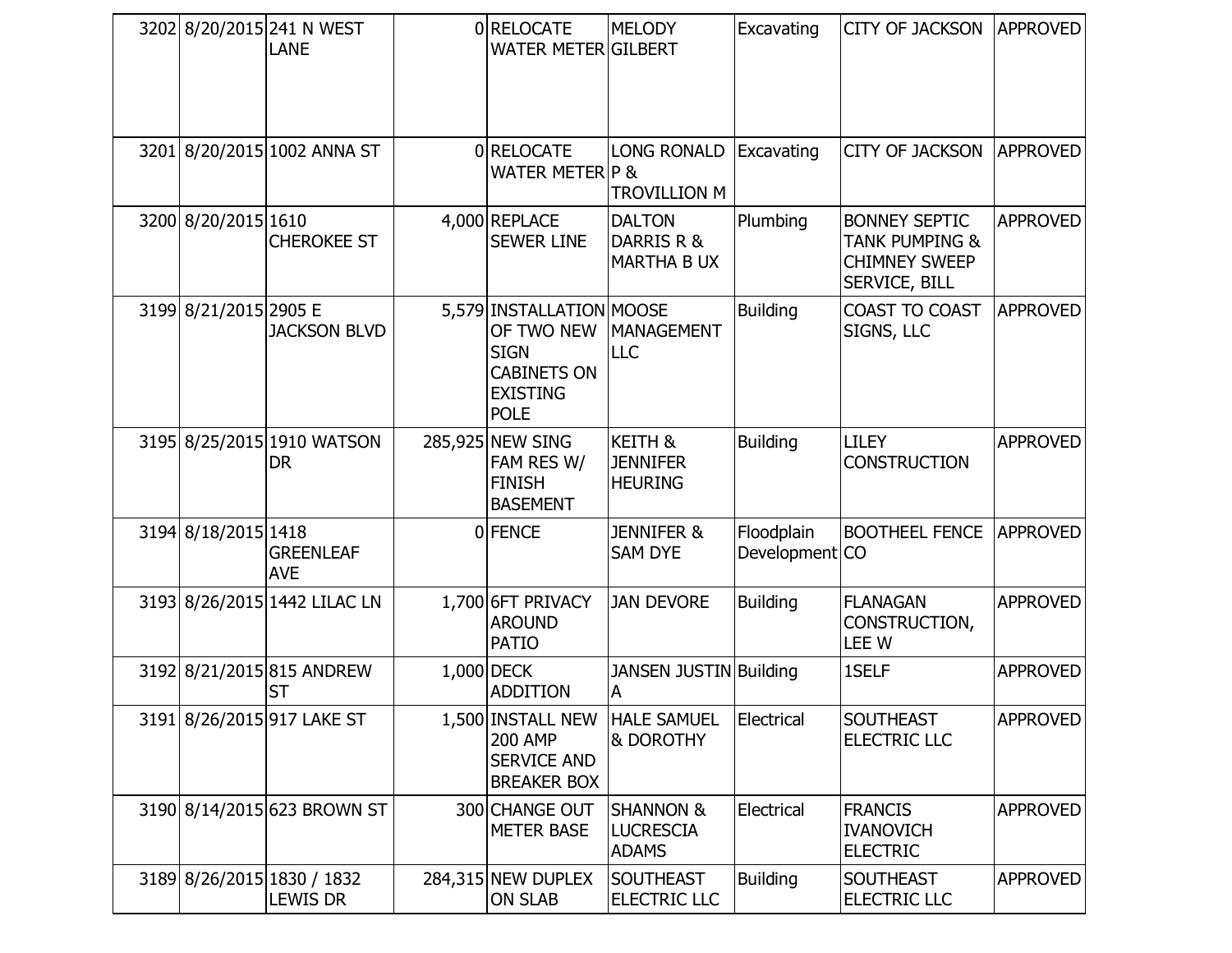| | | | | | | | | |
|---|---|---|---|---|---|---|---|---|
| 3202 | 8/20/2015 | 241 N WEST LANE | 0 | RELOCATE WATER METER | MELODY GILBERT | Excavating | CITY OF JACKSON | APPROVED |
| 3201 | 8/20/2015 | 1002 ANNA ST | 0 | RELOCATE WATER METER | LONG RONALD P & TROVILLION M | Excavating | CITY OF JACKSON | APPROVED |
| 3200 | 8/20/2015 | 1610 CHEROKEE ST | 4,000 | REPLACE SEWER LINE | DALTON DARRIS R & MARTHA B UX | Plumbing | BONNEY SEPTIC TANK PUMPING & CHIMNEY SWEEP SERVICE, BILL | APPROVED |
| 3199 | 8/21/2015 | 2905 E JACKSON BLVD | 5,579 | INSTALLATION OF TWO NEW SIGN CABINETS ON EXISTING POLE | MOOSE MANAGEMENT LLC | Building | COAST TO COAST SIGNS, LLC | APPROVED |
| 3195 | 8/25/2015 | 1910 WATSON DR | 285,925 | NEW SING FAM RES W/ FINISH BASEMENT | KEITH & JENNIFER HEURING | Building | LILEY CONSTRUCTION | APPROVED |
| 3194 | 8/18/2015 | 1418 GREENLEAF AVE | 0 | FENCE | JENNIFER & SAM DYE | Floodplain Development | BOOTHEEL FENCE CO | APPROVED |
| 3193 | 8/26/2015 | 1442 LILAC LN | 1,700 | 6FT PRIVACY AROUND PATIO | JAN DEVORE | Building | FLANAGAN CONSTRUCTION, LEE W | APPROVED |
| 3192 | 8/21/2015 | 815 ANDREW ST | 1,000 | DECK ADDITION | JANSEN JUSTIN A | Building | 1SELF | APPROVED |
| 3191 | 8/26/2015 | 917 LAKE ST | 1,500 | INSTALL NEW 200 AMP SERVICE AND BREAKER BOX | HALE SAMUEL & DOROTHY | Electrical | SOUTHEAST ELECTRIC LLC | APPROVED |
| 3190 | 8/14/2015 | 623 BROWN ST | 300 | CHANGE OUT METER BASE | SHANNON & LUCRESCIA ADAMS | Electrical | FRANCIS IVANOVICH ELECTRIC | APPROVED |
| 3189 | 8/26/2015 | 1830 / 1832 LEWIS DR | 284,315 | NEW DUPLEX ON SLAB | SOUTHEAST ELECTRIC LLC | Building | SOUTHEAST ELECTRIC LLC | APPROVED |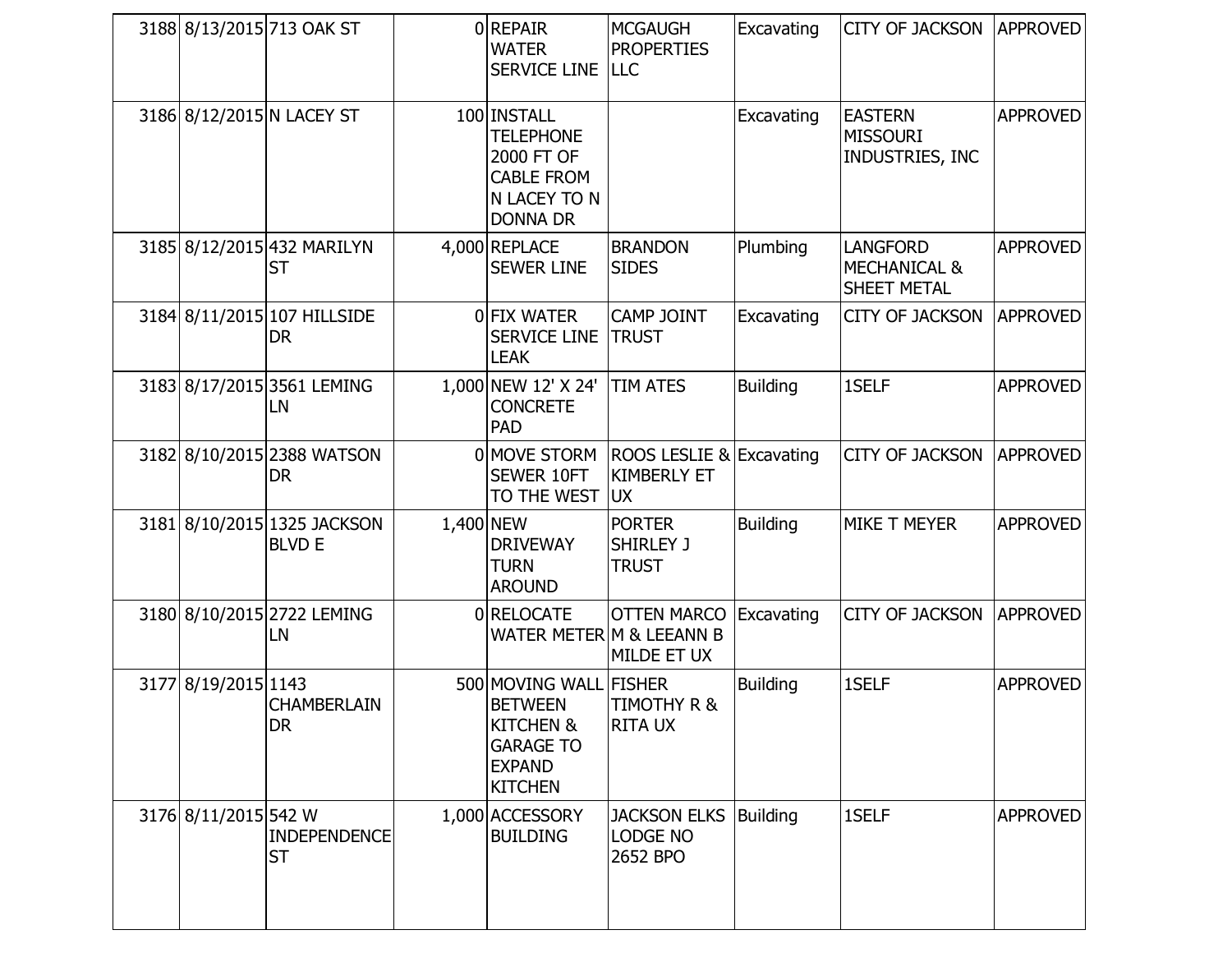| | | | | | | | | |
|---|---|---|---|---|---|---|---|---|
| 3188 | 8/13/2015 | 713 OAK ST | 0 | REPAIR WATER SERVICE LINE | MCGAUGH PROPERTIES LLC | Excavating | CITY OF JACKSON | APPROVED |
| 3186 | 8/12/2015 | N LACEY ST | 100 | INSTALL TELEPHONE 2000 FT OF CABLE FROM N LACEY TO N DONNA DR | | Excavating | EASTERN MISSOURI INDUSTRIES, INC | APPROVED |
| 3185 | 8/12/2015 | 432 MARILYN ST | 4,000 | REPLACE SEWER LINE | BRANDON SIDES | Plumbing | LANGFORD MECHANICAL & SHEET METAL | APPROVED |
| 3184 | 8/11/2015 | 107 HILLSIDE DR | 0 | FIX WATER SERVICE LINE LEAK | CAMP JOINT TRUST | Excavating | CITY OF JACKSON | APPROVED |
| 3183 | 8/17/2015 | 3561 LEMING LN | 1,000 | NEW 12' X 24' CONCRETE PAD | TIM ATES | Building | 1SELF | APPROVED |
| 3182 | 8/10/2015 | 2388 WATSON DR | 0 | MOVE STORM SEWER 10FT TO THE WEST | ROOS LESLIE & KIMBERLY ET UX | Excavating | CITY OF JACKSON | APPROVED |
| 3181 | 8/10/2015 | 1325 JACKSON BLVD E | 1,400 | NEW DRIVEWAY TURN AROUND | PORTER SHIRLEY J TRUST | Building | MIKE T MEYER | APPROVED |
| 3180 | 8/10/2015 | 2722 LEMING LN | 0 | RELOCATE WATER METER | OTTEN MARCO M & LEEANN B MILDE ET UX | Excavating | CITY OF JACKSON | APPROVED |
| 3177 | 8/19/2015 | 1143 CHAMBERLAIN DR | 500 | MOVING WALL BETWEEN KITCHEN & GARAGE TO EXPAND KITCHEN | FISHER TIMOTHY R & RITA UX | Building | 1SELF | APPROVED |
| 3176 | 8/11/2015 | 542 W INDEPENDENCE ST | 1,000 | ACCESSORY BUILDING | JACKSON ELKS LODGE NO 2652 BPO | Building | 1SELF | APPROVED |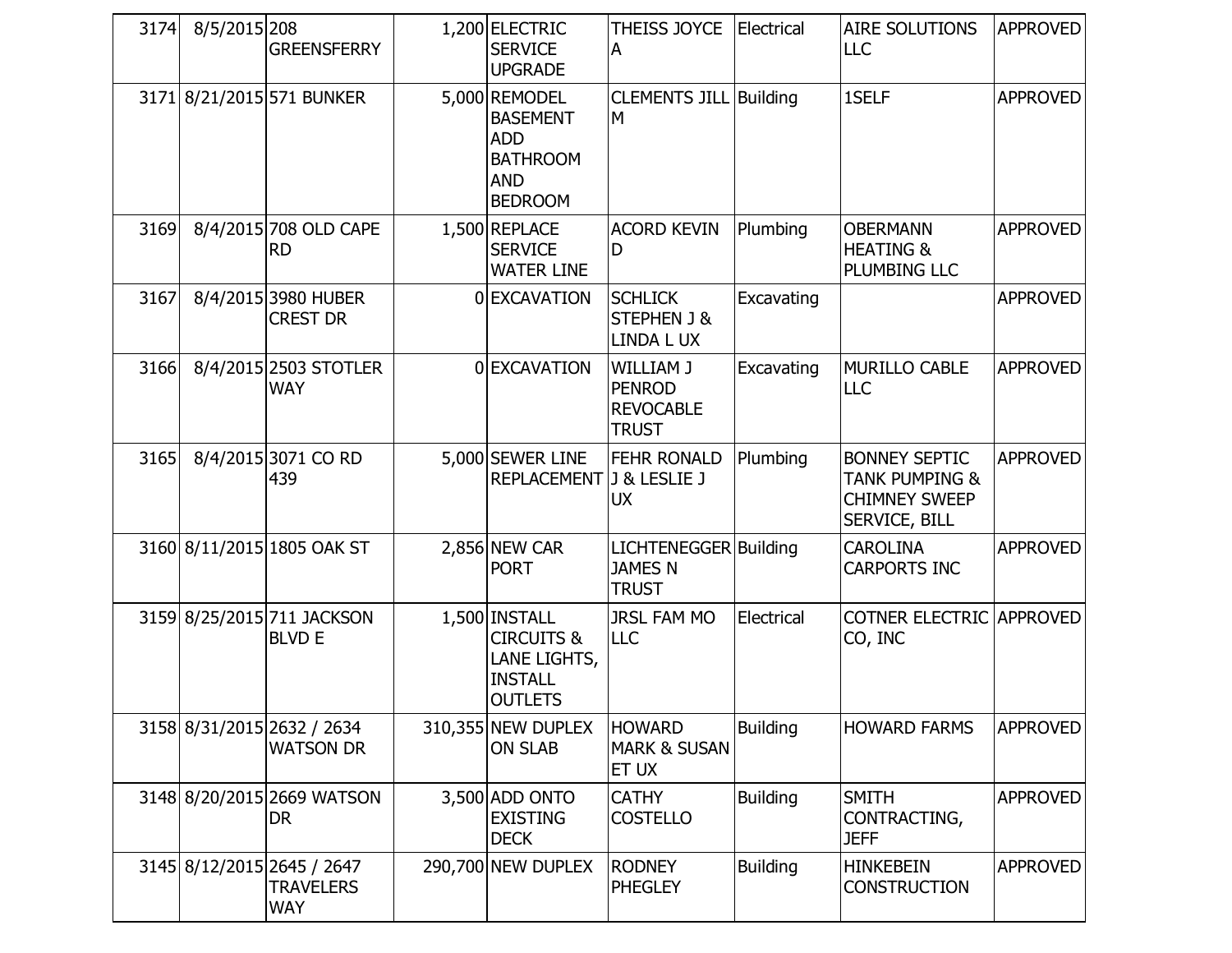| | | | | | | | | |
|---|---|---|---|---|---|---|---|---|
| 3174 | 8/5/2015 | 208 GREENSFERRY | 1,200 | ELECTRIC SERVICE UPGRADE | THEISS JOYCE A | Electrical | AIRE SOLUTIONS LLC | APPROVED |
| 3171 | 8/21/2015 | 571 BUNKER | 5,000 | REMODEL BASEMENT ADD BATHROOM AND BEDROOM | CLEMENTS JILL M | Building | 1SELF | APPROVED |
| 3169 | 8/4/2015 | 708 OLD CAPE RD | 1,500 | REPLACE SERVICE WATER LINE | ACORD KEVIN D | Plumbing | OBERMANN HEATING & PLUMBING LLC | APPROVED |
| 3167 | 8/4/2015 | 3980 HUBER CREST DR | 0 | EXCAVATION | SCHLICK STEPHEN J & LINDA L UX | Excavating | | APPROVED |
| 3166 | 8/4/2015 | 2503 STOTLER WAY | 0 | EXCAVATION | WILLIAM J PENROD REVOCABLE TRUST | Excavating | MURILLO CABLE LLC | APPROVED |
| 3165 | 8/4/2015 | 3071 CO RD 439 | 5,000 | SEWER LINE REPLACEMENT | FEHR RONALD J & LESLIE J UX | Plumbing | BONNEY SEPTIC TANK PUMPING & CHIMNEY SWEEP SERVICE, BILL | APPROVED |
| 3160 | 8/11/2015 | 1805 OAK ST | 2,856 | NEW CAR PORT | LICHTENEGGER JAMES N TRUST | Building | CAROLINA CARPORTS INC | APPROVED |
| 3159 | 8/25/2015 | 711 JACKSON BLVD E | 1,500 | INSTALL CIRCUITS & LANE LIGHTS, INSTALL OUTLETS | JRSL FAM MO LLC | Electrical | COTNER ELECTRIC CO, INC | APPROVED |
| 3158 | 8/31/2015 | 2632 / 2634 WATSON DR | 310,355 | NEW DUPLEX ON SLAB | HOWARD MARK & SUSAN ET UX | Building | HOWARD FARMS | APPROVED |
| 3148 | 8/20/2015 | 2669 WATSON DR | 3,500 | ADD ONTO EXISTING DECK | CATHY COSTELLO | Building | SMITH CONTRACTING, JEFF | APPROVED |
| 3145 | 8/12/2015 | 2645 / 2647 TRAVELERS WAY | 290,700 | NEW DUPLEX | RODNEY PHEGLEY | Building | HINKEBEIN CONSTRUCTION | APPROVED |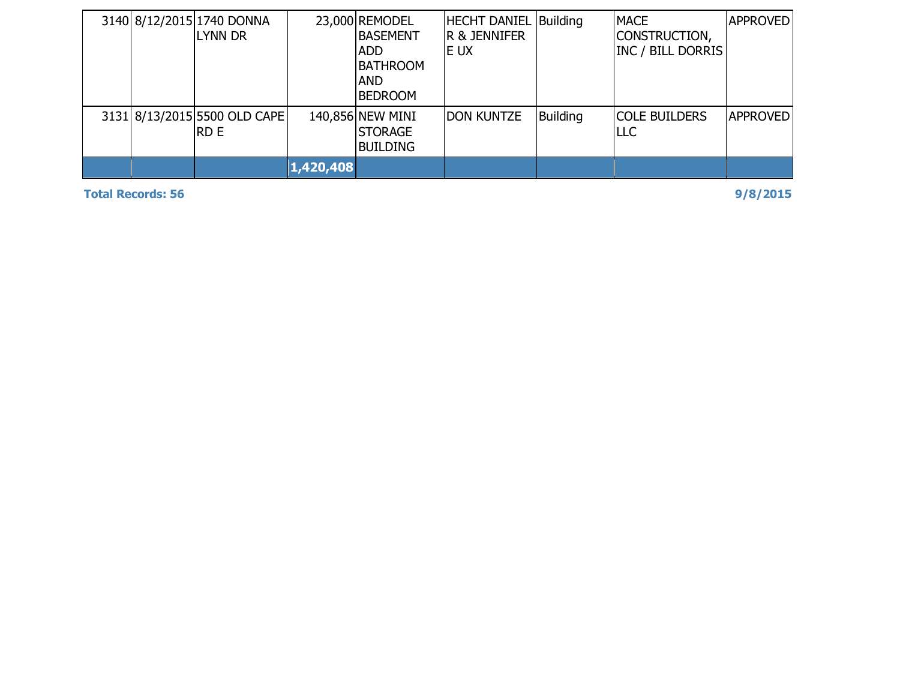| | | | | | | | | |
|---|---|---|---|---|---|---|---|---|
| 3140 | 8/12/2015 | 1740 DONNA LYNN DR | 23,000 | REMODEL BASEMENT ADD BATHROOM AND BEDROOM | HECHT DANIEL R & JENNIFER E UX | Building | MACE CONSTRUCTION, INC / BILL DORRIS | APPROVED |
| 3131 | 8/13/2015 | 5500 OLD CAPE RD E | 140,856 | NEW MINI STORAGE BUILDING | DON KUNTZE | Building | COLE BUILDERS LLC | APPROVED |
| | | | **1,420,408** | | | | | |

**Total Records: 56**

**9/8/2015**